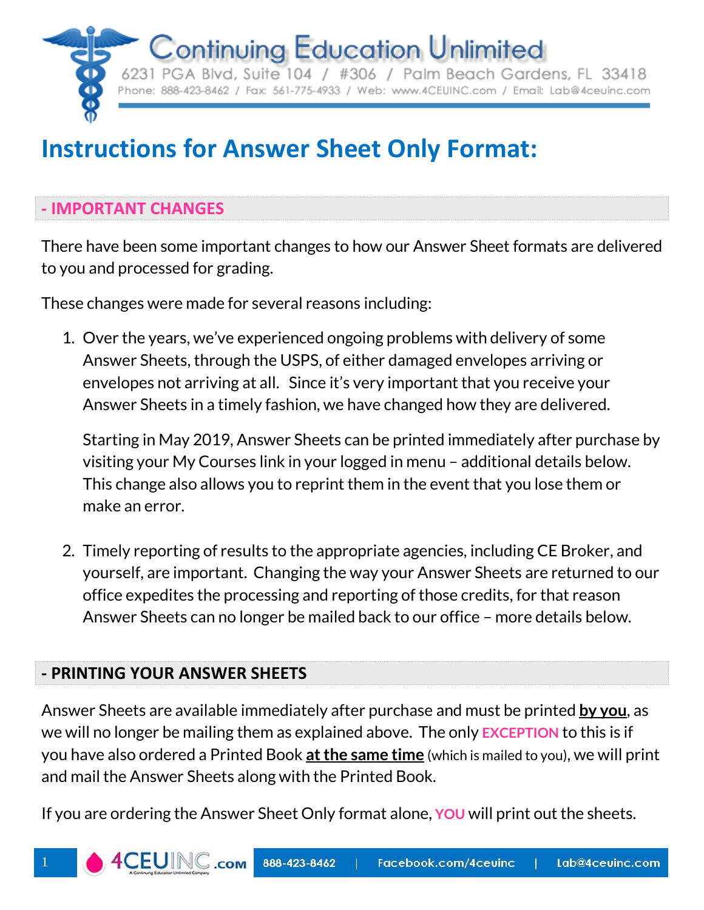Continuing Education Unlimited
6231 PGA Blvd, Suite 104 / #306 / Palm Beach Gardens, FL 33418
Phone: 888-423-8462 / Fax: 561-775-4933 / Web: www.4CEUINC.com / Email: Lab@4ceuinc.com

# Instructions for Answer Sheet Only Format:

## - IMPORTANT CHANGES

There have been some important changes to how our Answer Sheet formats are delivered to you and processed for grading.

These changes were made for several reasons including:

1. Over the years, we've experienced ongoing problems with delivery of some Answer Sheets, through the USPS, of either damaged envelopes arriving or envelopes not arriving at all. Since it's very important that you receive your Answer Sheets in a timely fashion, we have changed how they are delivered.

   Starting in May 2019, Answer Sheets can be printed immediately after purchase by visiting your My Courses link in your logged in menu – additional details below. This change also allows you to reprint them in the event that you lose them or make an error.

2. Timely reporting of results to the appropriate agencies, including CE Broker, and yourself, are important. Changing the way your Answer Sheets are returned to our office expedites the processing and reporting of those credits, for that reason Answer Sheets can no longer be mailed back to our office – more details below.

## - PRINTING YOUR ANSWER SHEETS

Answer Sheets are available immediately after purchase and must be printed **by you**, as we will no longer be mailing them as explained above. The only **EXCEPTION** to this is if you have also ordered a Printed Book **at the same time** (which is mailed to you), we will print and mail the Answer Sheets along with the Printed Book.

If you are ordering the Answer Sheet Only format alone, **YOU** will print out the sheets.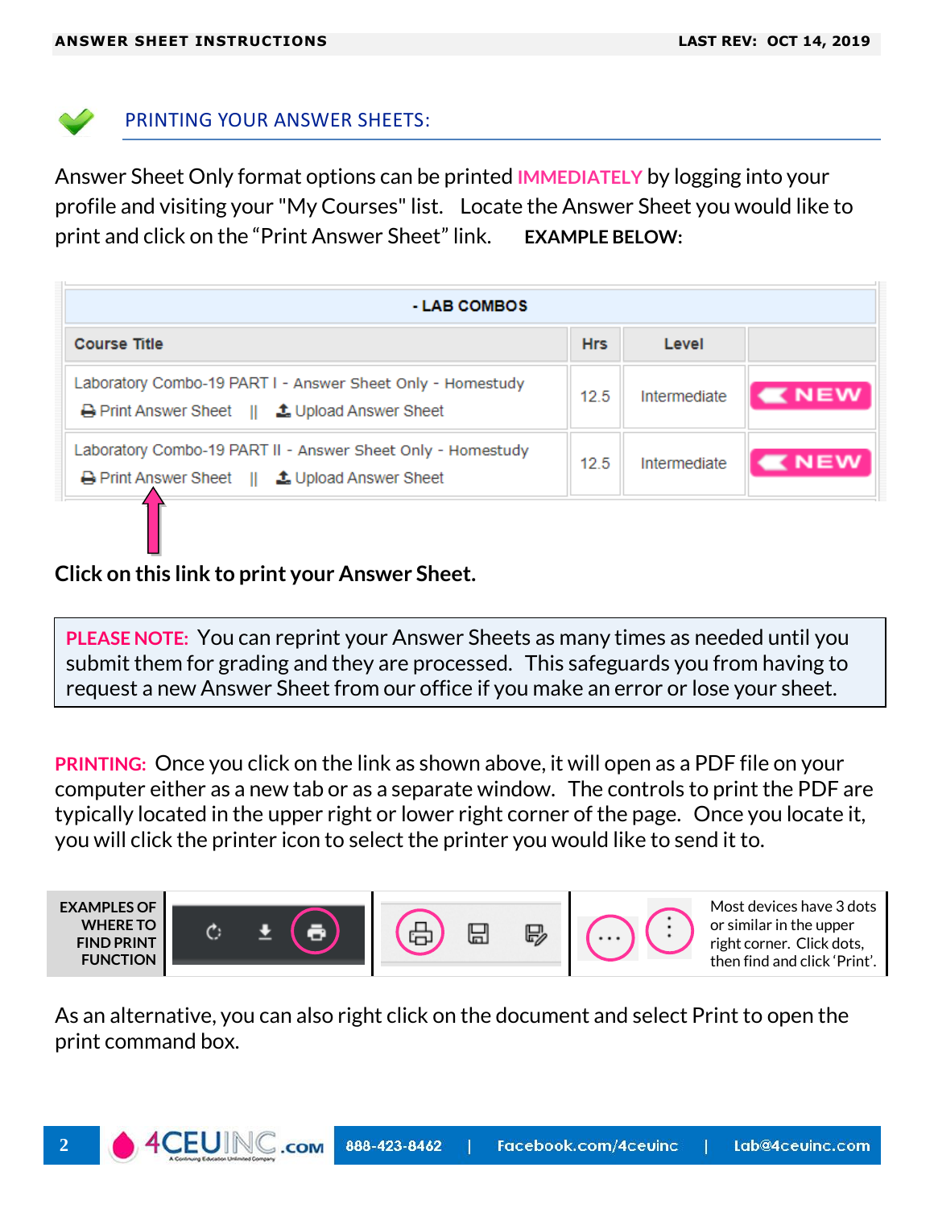## PRINTING YOUR ANSWER SHEETS:

Answer Sheet Only format options can be printed **IMMEDIATELY** by logging into your profile and visiting your "My Courses" list. Locate the Answer Sheet you would like to print and click on the "Print Answer Sheet" link. **EXAMPLE BELOW:**

| - LAB COMBOS | | | |
|---|---|---|---|
| **Course Title** | **Hrs** | **Level** | |
| Laboratory Combo-19 PART I - Answer Sheet Only - Homestudy<br>Print Answer Sheet &#124;&#124; Upload Answer Sheet | 12.5 | Intermediate | NEW |
| Laboratory Combo-19 PART II - Answer Sheet Only - Homestudy<br>Print Answer Sheet &#124;&#124; Upload Answer Sheet | 12.5 | Intermediate | NEW |

**Click on this link to print your Answer Sheet.**

> **PLEASE NOTE:** You can reprint your Answer Sheets as many times as needed until you submit them for grading and they are processed. This safeguards you from having to request a new Answer Sheet from our office if you make an error or lose your sheet.

**PRINTING:** Once you click on the link as shown above, it will open as a PDF file on your computer either as a new tab or as a separate window. The controls to print the PDF are typically located in the upper right or lower right corner of the page. Once you locate it, you will click the printer icon to select the printer you would like to send it to.

**EXAMPLES OF WHERE TO FIND PRINT FUNCTION**

Most devices have 3 dots or similar in the upper right corner. Click dots, then find and click 'Print'.

As an alternative, you can also right click on the document and select Print to open the print command box.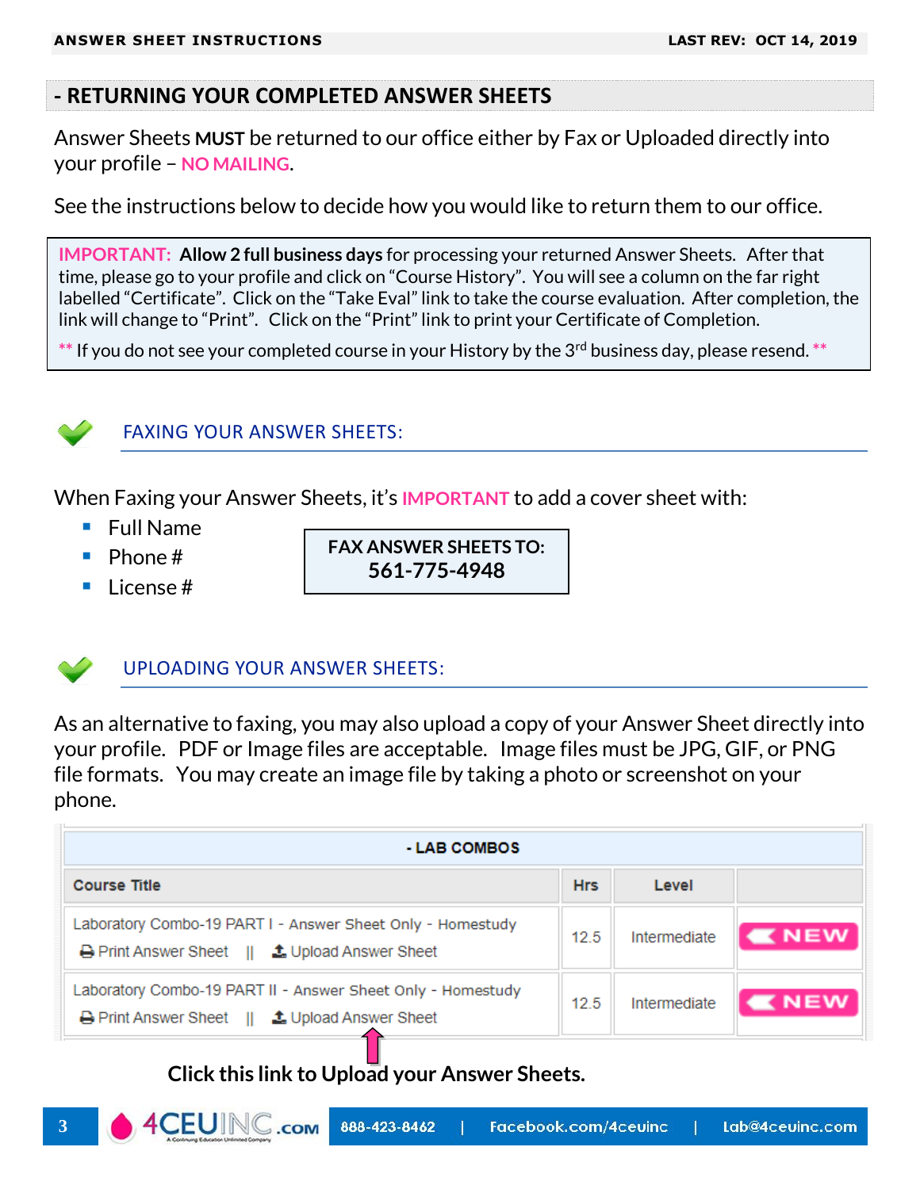## - RETURNING YOUR COMPLETED ANSWER SHEETS

Answer Sheets **MUST** be returned to our office either by Fax or Uploaded directly into your profile – **NO MAILING**.

See the instructions below to decide how you would like to return them to our office.

> **IMPORTANT:** **Allow 2 full business days** for processing your returned Answer Sheets. After that time, please go to your profile and click on "Course History". You will see a column on the far right labelled "Certificate". Click on the "Take Eval" link to take the course evaluation. After completion, the link will change to "Print". Click on the "Print" link to print your Certificate of Completion.
>
> ** If you do not see your completed course in your History by the 3rd business day, please resend. **

### FAXING YOUR ANSWER SHEETS:

When Faxing your Answer Sheets, it's **IMPORTANT** to add a cover sheet with:

- Full Name
- Phone #
- License #

**FAX ANSWER SHEETS TO:**
**561-775-4948**

### UPLOADING YOUR ANSWER SHEETS:

As an alternative to faxing, you may also upload a copy of your Answer Sheet directly into your profile. PDF or Image files are acceptable. Image files must be JPG, GIF, or PNG file formats. You may create an image file by taking a photo or screenshot on your phone.

| - LAB COMBOS | | | |
|---|---|---|---|
| **Course Title** | **Hrs** | **Level** | |
| Laboratory Combo-19 PART I - Answer Sheet Only - Homestudy<br>Print Answer Sheet \|\| Upload Answer Sheet | 12.5 | Intermediate | NEW |
| Laboratory Combo-19 PART II - Answer Sheet Only - Homestudy<br>Print Answer Sheet \|\| Upload Answer Sheet | 12.5 | Intermediate | NEW |

**Click this link to Upload your Answer Sheets.**